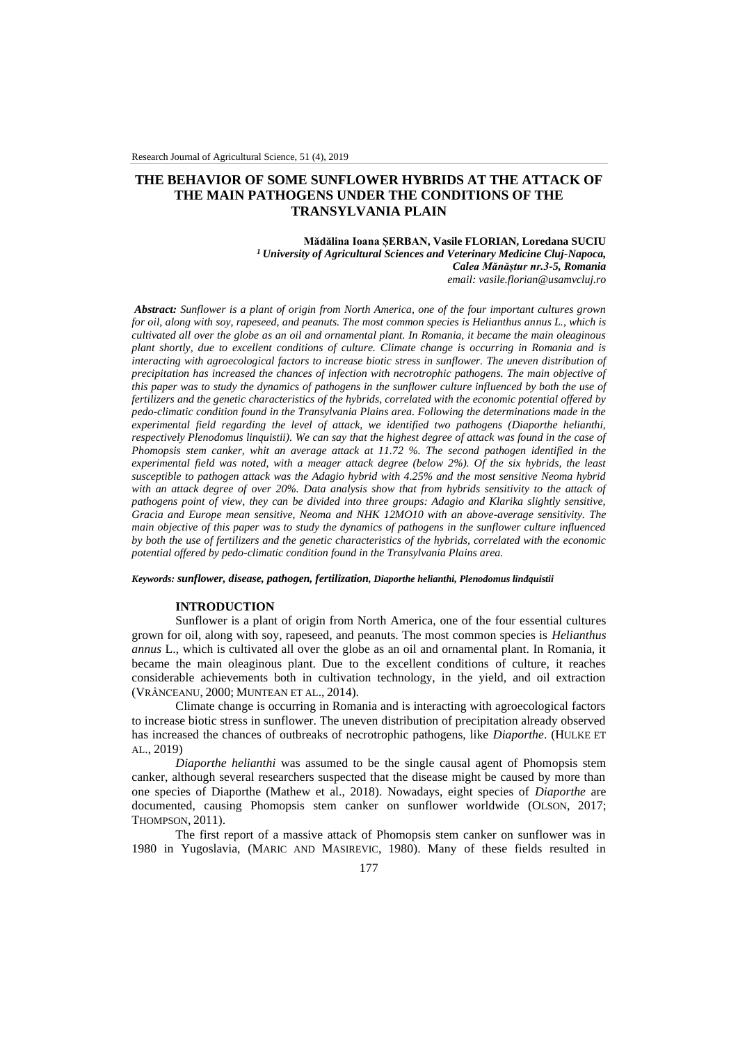# THE BEHAVIOR OF SOME SUNFLOWER HYBRIDS AT THE ATTACK OF THE MAIN PATHOGENS UNDER THE CONDITIONS OF THE TRANSYLVANIA PLAIN

**Mădălina Ioana ȘERBAN, Vasile FLORIAN, Loredana SUCIU**
***[1] University of Agricultural Sciences and Veterinary Medicine Cluj-Napoca, Calea Mănăștur nr.3-5, Romania***
*email: vasile.florian@usamvcluj.ro*

***Abstract:*** *Sunflower is a plant of origin from North America, one of the four important cultures grown for oil, along with soy, rapeseed, and peanuts. The most common species is Helianthus annus L., which is cultivated all over the globe as an oil and ornamental plant. In Romania, it became the main oleaginous plant shortly, due to excellent conditions of culture. Climate change is occurring in Romania and is interacting with agroecological factors to increase biotic stress in sunflower. The uneven distribution of precipitation has increased the chances of infection with necrotrophic pathogens. The main objective of this paper was to study the dynamics of pathogens in the sunflower culture influenced by both the use of fertilizers and the genetic characteristics of the hybrids, correlated with the economic potential offered by pedo-climatic condition found in the Transylvania Plains area. Following the determinations made in the experimental field regarding the level of attack, we identified two pathogens (Diaporthe helianthi, respectively Plenodomus linquistii). We can say that the highest degree of attack was found in the case of Phomopsis stem canker, whit an average attack at 11.72 %. The second pathogen identified in the experimental field was noted, with a meager attack degree (below 2%). Of the six hybrids, the least susceptible to pathogen attack was the Adagio hybrid with 4.25% and the most sensitive Neoma hybrid with an attack degree of over 20%. Data analysis show that from hybrids sensitivity to the attack of pathogens point of view, they can be divided into three groups: Adagio and Klarika slightly sensitive, Gracia and Europe mean sensitive, Neoma and NHK 12MO10 with an above-average sensitivity. The main objective of this paper was to study the dynamics of pathogens in the sunflower culture influenced by both the use of fertilizers and the genetic characteristics of the hybrids, correlated with the economic potential offered by pedo-climatic condition found in the Transylvania Plains area.*

***Keywords:*** ***sunflower, disease, pathogen, fertilization, Diaporthe helianthi, Plenodomus lindquistii***

## INTRODUCTION

Sunflower is a plant of origin from North America, one of the four essential cultures grown for oil, along with soy, rapeseed, and peanuts. The most common species is *Helianthus annus* L., which is cultivated all over the globe as an oil and ornamental plant. In Romania, it became the main oleaginous plant. Due to the excellent conditions of culture, it reaches considerable achievements both in cultivation technology, in the yield, and oil extraction (VRÂNCEANU, 2000; MUNTEAN ET AL., 2014).

Climate change is occurring in Romania and is interacting with agroecological factors to increase biotic stress in sunflower. The uneven distribution of precipitation already observed has increased the chances of outbreaks of necrotrophic pathogens, like *Diaporthe*. (HULKE ET AL., 2019)

*Diaporthe helianthi* was assumed to be the single causal agent of Phomopsis stem canker, although several researchers suspected that the disease might be caused by more than one species of Diaporthe (Mathew et al., 2018). Nowadays, eight species of *Diaporthe* are documented, causing Phomopsis stem canker on sunflower worldwide (OLSON, 2017; THOMPSON, 2011).

The first report of a massive attack of Phomopsis stem canker on sunflower was in 1980 in Yugoslavia, (MARIC AND MASIREVIC, 1980). Many of these fields resulted in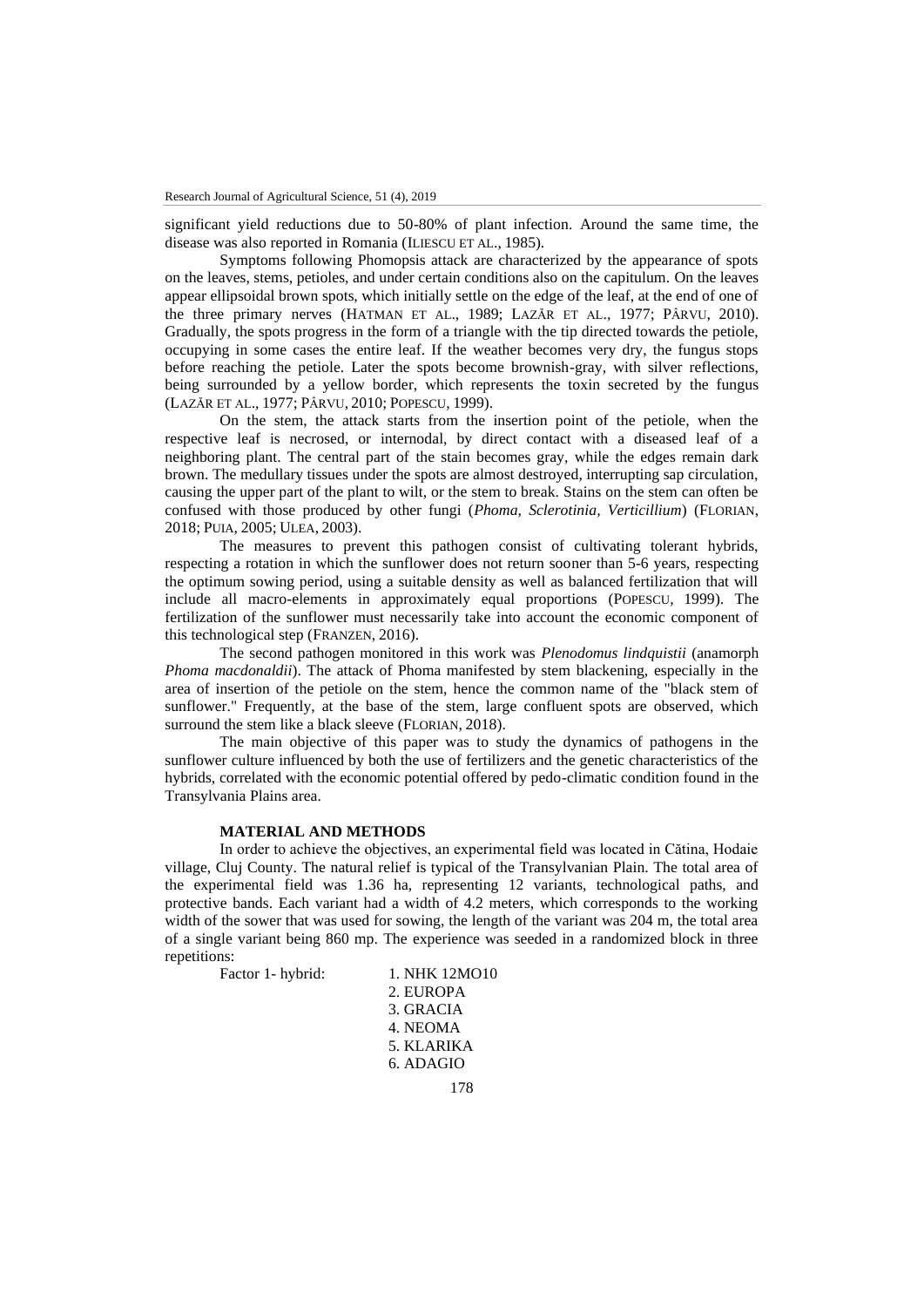significant yield reductions due to 50-80% of plant infection. Around the same time, the disease was also reported in Romania (ILIESCU ET AL., 1985).

Symptoms following Phomopsis attack are characterized by the appearance of spots on the leaves, stems, petioles, and under certain conditions also on the capitulum. On the leaves appear ellipsoidal brown spots, which initially settle on the edge of the leaf, at the end of one of the three primary nerves (HATMAN ET AL., 1989; LAZĂR ET AL., 1977; PÂRVU, 2010). Gradually, the spots progress in the form of a triangle with the tip directed towards the petiole, occupying in some cases the entire leaf. If the weather becomes very dry, the fungus stops before reaching the petiole. Later the spots become brownish-gray, with silver reflections, being surrounded by a yellow border, which represents the toxin secreted by the fungus (LAZĂR ET AL., 1977; PÂRVU, 2010; POPESCU, 1999).

On the stem, the attack starts from the insertion point of the petiole, when the respective leaf is necrosed, or internodal, by direct contact with a diseased leaf of a neighboring plant. The central part of the stain becomes gray, while the edges remain dark brown. The medullary tissues under the spots are almost destroyed, interrupting sap circulation, causing the upper part of the plant to wilt, or the stem to break. Stains on the stem can often be confused with those produced by other fungi (*Phoma, Sclerotinia, Verticillium*) (FLORIAN, 2018; PUIA, 2005; ULEA, 2003).

The measures to prevent this pathogen consist of cultivating tolerant hybrids, respecting a rotation in which the sunflower does not return sooner than 5-6 years, respecting the optimum sowing period, using a suitable density as well as balanced fertilization that will include all macro-elements in approximately equal proportions (POPESCU, 1999). The fertilization of the sunflower must necessarily take into account the economic component of this technological step (FRANZEN, 2016).

The second pathogen monitored in this work was *Plenodomus lindquistii* (anamorph *Phoma macdonaldii*). The attack of Phoma manifested by stem blackening, especially in the area of insertion of the petiole on the stem, hence the common name of the "black stem of sunflower." Frequently, at the base of the stem, large confluent spots are observed, which surround the stem like a black sleeve (FLORIAN, 2018).

The main objective of this paper was to study the dynamics of pathogens in the sunflower culture influenced by both the use of fertilizers and the genetic characteristics of the hybrids, correlated with the economic potential offered by pedo-climatic condition found in the Transylvania Plains area.

## MATERIAL AND METHODS

In order to achieve the objectives, an experimental field was located in Cătina, Hodaie village, Cluj County. The natural relief is typical of the Transylvanian Plain. The total area of the experimental field was 1.36 ha, representing 12 variants, technological paths, and protective bands. Each variant had a width of 4.2 meters, which corresponds to the working width of the sower that was used for sowing, the length of the variant was 204 m, the total area of a single variant being 860 mp. The experience was seeded in a randomized block in three repetitions:

Factor 1- hybrid:
1. NHK 12MO10
2. EUROPA
3. GRACIA
4. NEOMA
5. KLARIKA
6. ADAGIO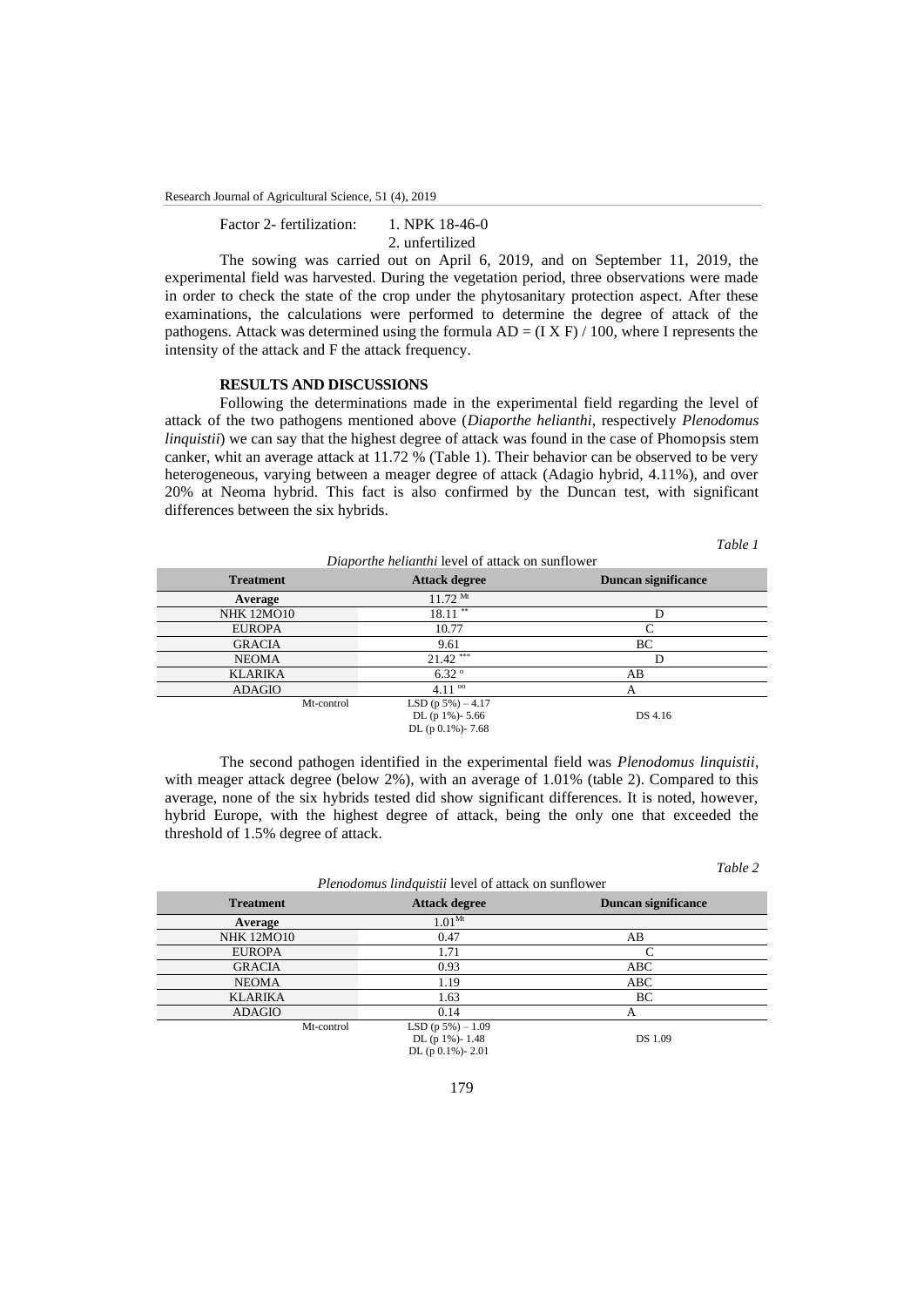Factor 2- fertilization: 1. NPK 18-46-0
2. unfertilized

The sowing was carried out on April 6, 2019, and on September 11, 2019, the experimental field was harvested. During the vegetation period, three observations were made in order to check the state of the crop under the phytosanitary protection aspect. After these examinations, the calculations were performed to determine the degree of attack of the pathogens. Attack was determined using the formula AD = (I X F) / 100, where I represents the intensity of the attack and F the attack frequency.

## RESULTS AND DISCUSSIONS

Following the determinations made in the experimental field regarding the level of attack of the two pathogens mentioned above (*Diaporthe helianthi*, respectively *Plenodomus linquistii*) we can say that the highest degree of attack was found in the case of Phomopsis stem canker, whit an average attack at 11.72 % (Table 1). Their behavior can be observed to be very heterogeneous, varying between a meager degree of attack (Adagio hybrid, 4.11%), and over 20% at Neoma hybrid. This fact is also confirmed by the Duncan test, with significant differences between the six hybrids.

*Table 1*

*Diaporthe helianthi* level of attack on sunflower

| Treatment | Attack degree | Duncan significance |
|---|---|---|
| Average | 11.72 [Mt] | |
| NHK 12MO10 | 18.11 ** | D |
| EUROPA | 10.77 | C |
| GRACIA | 9.61 | BC |
| NEOMA | 21.42 *** | D |
| KLARIKA | 6.32 º | AB |
| ADAGIO | 4.11 ºº | A |
| Mt-control | LSD (p 5%) – 4.17<br>DL (p 1%)- 5.66<br>DL (p 0.1%)- 7.68 | DS 4.16 |

The second pathogen identified in the experimental field was *Plenodomus linquistii*, with meager attack degree (below 2%), with an average of 1.01% (table 2). Compared to this average, none of the six hybrids tested did show significant differences. It is noted, however, hybrid Europe, with the highest degree of attack, being the only one that exceeded the threshold of 1.5% degree of attack.

*Table 2*

*Plenodomus lindquistii* level of attack on sunflower

| Treatment | Attack degree | Duncan significance |
|---|---|---|
| Average | 1.01[Mt] | |
| NHK 12MO10 | 0.47 | AB |
| EUROPA | 1.71 | C |
| GRACIA | 0.93 | ABC |
| NEOMA | 1.19 | ABC |
| KLARIKA | 1.63 | BC |
| ADAGIO | 0.14 | A |
| Mt-control | LSD (p 5%) – 1.09<br>DL (p 1%)- 1.48<br>DL (p 0.1%)- 2.01 | DS 1.09 |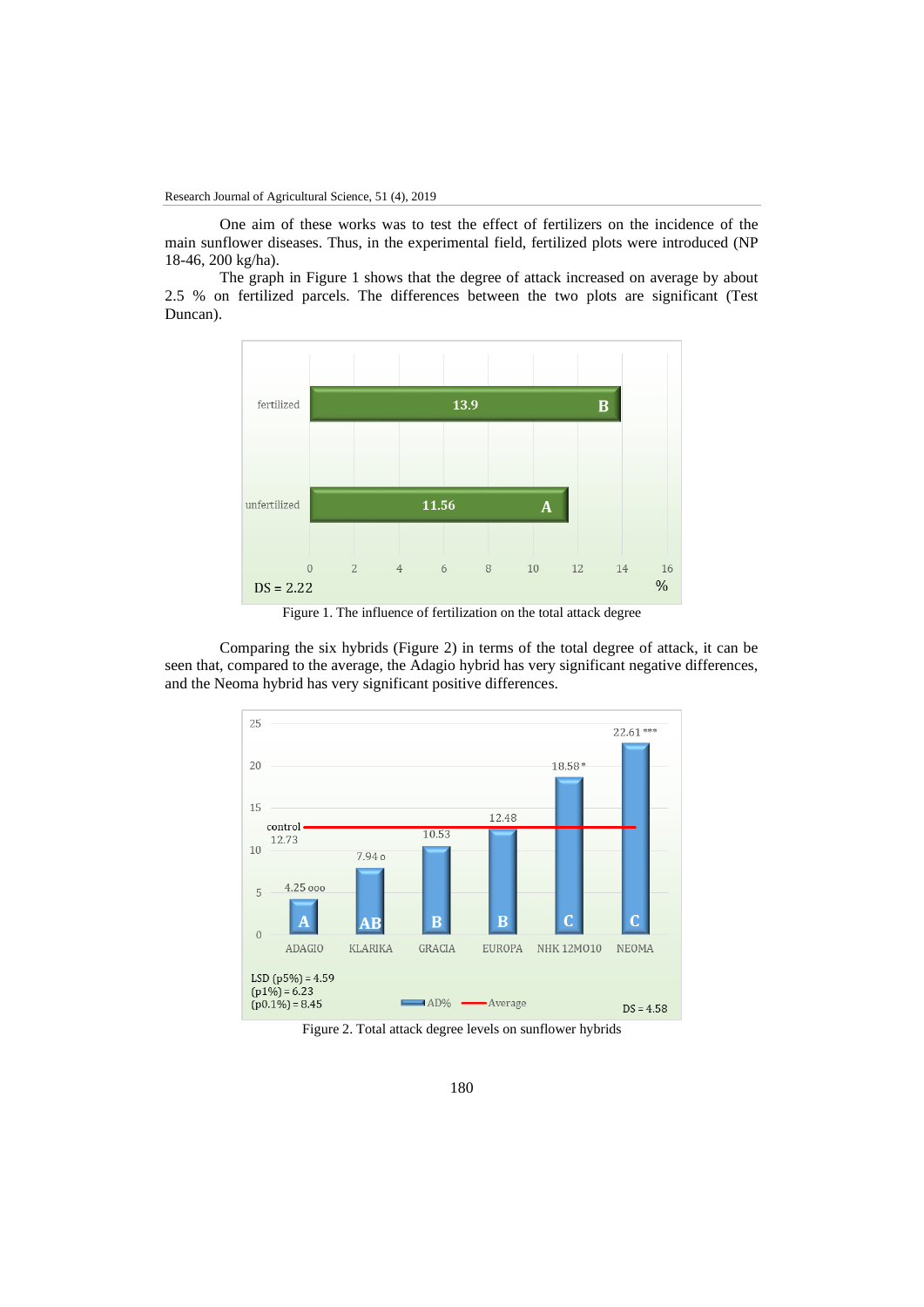One aim of these works was to test the effect of fertilizers on the incidence of the main sunflower diseases. Thus, in the experimental field, fertilized plots were introduced (NP 18-46, 200 kg/ha).

The graph in Figure 1 shows that the degree of attack increased on average by about 2.5 % on fertilized parcels. The differences between the two plots are significant (Test Duncan).

Figure 1. The influence of fertilization on the total attack degree

Comparing the six hybrids (Figure 2) in terms of the total degree of attack, it can be seen that, compared to the average, the Adagio hybrid has very significant negative differences, and the Neoma hybrid has very significant positive differences.

Figure 2. Total attack degree levels on sunflower hybrids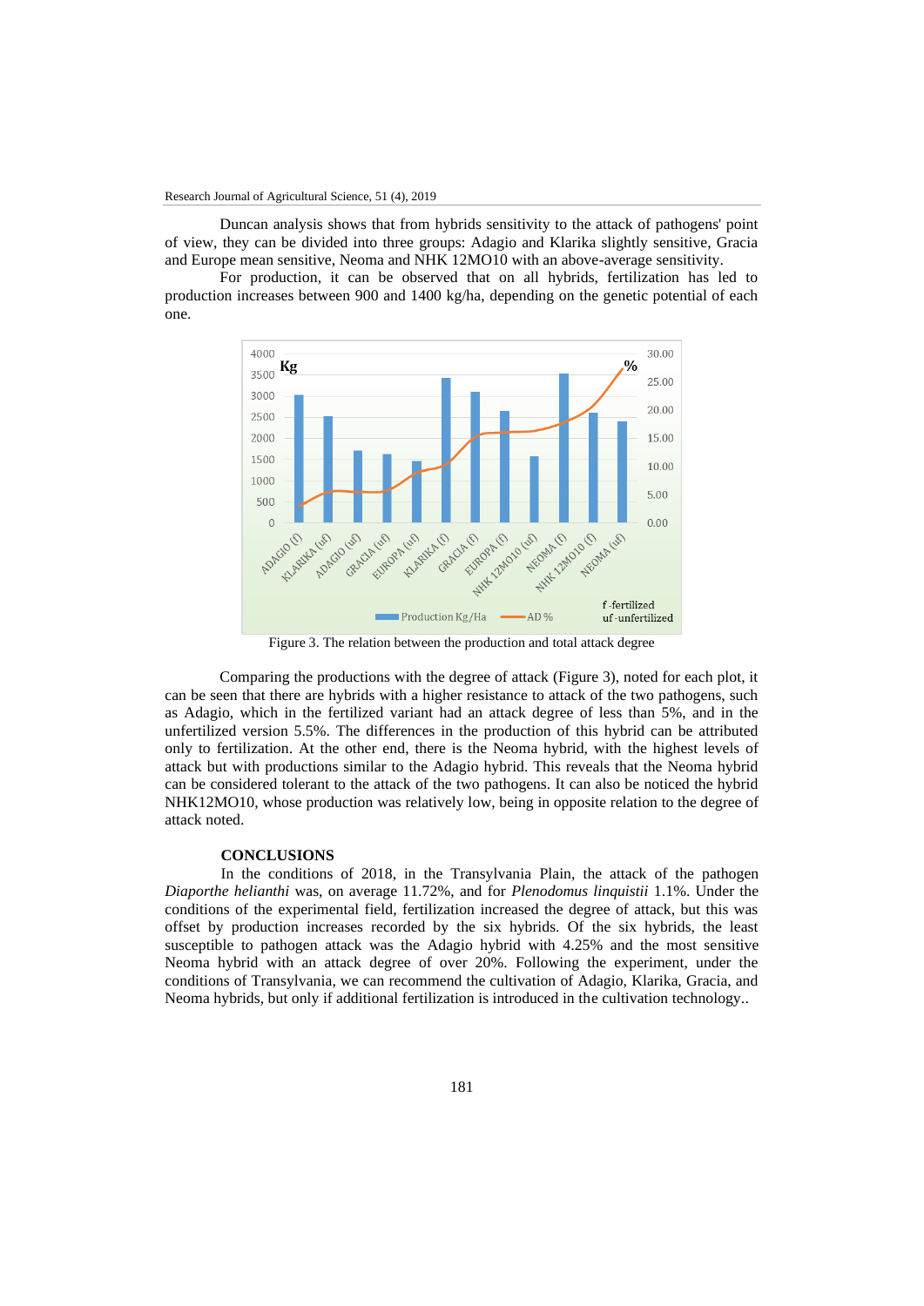Duncan analysis shows that from hybrids sensitivity to the attack of pathogens' point of view, they can be divided into three groups: Adagio and Klarika slightly sensitive, Gracia and Europe mean sensitive, Neoma and NHK 12MO10 with an above-average sensitivity.

For production, it can be observed that on all hybrids, fertilization has led to production increases between 900 and 1400 kg/ha, depending on the genetic potential of each one.

Figure 3. The relation between the production and total attack degree

Comparing the productions with the degree of attack (Figure 3), noted for each plot, it can be seen that there are hybrids with a higher resistance to attack of the two pathogens, such as Adagio, which in the fertilized variant had an attack degree of less than 5%, and in the unfertilized version 5.5%. The differences in the production of this hybrid can be attributed only to fertilization. At the other end, there is the Neoma hybrid, with the highest levels of attack but with productions similar to the Adagio hybrid. This reveals that the Neoma hybrid can be considered tolerant to the attack of the two pathogens. It can also be noticed the hybrid NHK12MO10, whose production was relatively low, being in opposite relation to the degree of attack noted.

## CONCLUSIONS

In the conditions of 2018, in the Transylvania Plain, the attack of the pathogen *Diaporthe helianthi* was, on average 11.72%, and for *Plenodomus linquistii* 1.1%. Under the conditions of the experimental field, fertilization increased the degree of attack, but this was offset by production increases recorded by the six hybrids. Of the six hybrids, the least susceptible to pathogen attack was the Adagio hybrid with 4.25% and the most sensitive Neoma hybrid with an attack degree of over 20%. Following the experiment, under the conditions of Transylvania, we can recommend the cultivation of Adagio, Klarika, Gracia, and Neoma hybrids, but only if additional fertilization is introduced in the cultivation technology..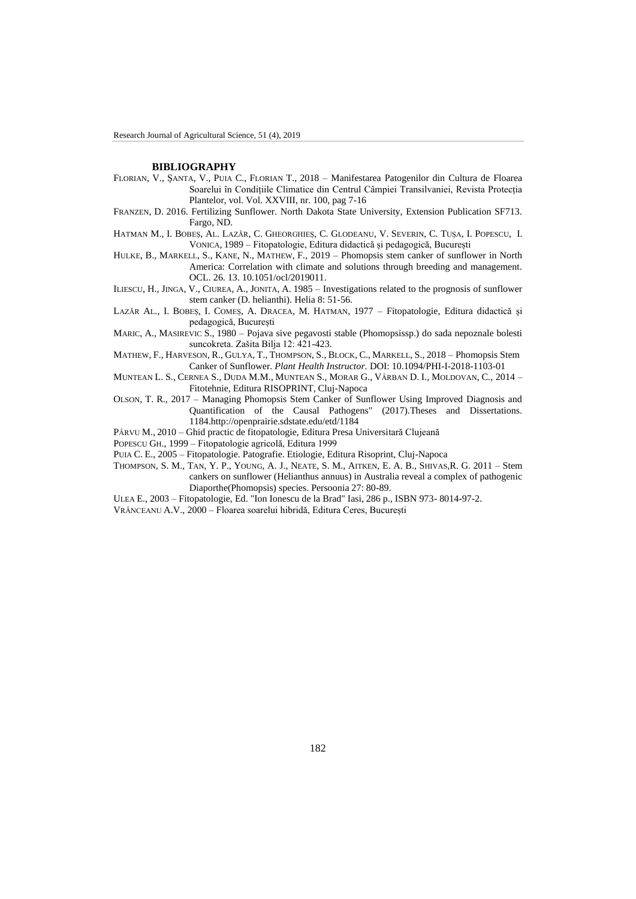## BIBLIOGRAPHY

FLORIAN, V., ȘANTA, V., PUIA C., FLORIAN T., 2018 – Manifestarea Patogenilor din Cultura de Floarea Soarelui în Condițiile Climatice din Centrul Câmpiei Transilvaniei, Revista Protecția Plantelor, vol. Vol. XXVIII, nr. 100, pag 7-16

FRANZEN, D. 2016. Fertilizing Sunflower. North Dakota State University, Extension Publication SF713. Fargo, ND.

HATMAN M., I. BOBEȘ, AL. LAZĂR, C. GHEORGHIEȘ, C. GLODEANU, V. SEVERIN, C. TUȘA, I. POPESCU, I. VONICA, 1989 – Fitopatologie, Editura didactică și pedagogică, București

HULKE, B., MARKELL, S., KANE, N., MATHEW, F., 2019 – Phomopsis stem canker of sunflower in North America: Correlation with climate and solutions through breeding and management. OCL. 26. 13. 10.1051/ocl/2019011.

ILIESCU, H., JINGA, V., CIUREA, A., JONITA, A. 1985 – Investigations related to the prognosis of sunflower stem canker (D. helianthi). Helia 8: 51-56.

LAZĂR AL., I. BOBEȘ, I. COMEȘ, A. DRACEA, M. HATMAN, 1977 – Fitopatologie, Editura didactică și pedagogică, București

MARIC, A., MASIREVIC S., 1980 – Pojava sive pegavosti stable (Phomopsissp.) do sada nepoznale bolesti suncokreta. Zaštita Bilja 12: 421-423.

MATHEW, F., HARVESON, R., GULYA, T., THOMPSON, S., BLOCK, C., MARKELL, S., 2018 – Phomopsis Stem Canker of Sunflower. *Plant Health Instructor*. DOI: 10.1094/PHI-I-2018-1103-01

MUNTEAN L. S., CERNEA S., DUDA M.M., MUNTEAN S., MORAR G., VÂRBAN D. I., MOLDOVAN, C., 2014 – Fitotehnie, Editura RISOPRINT, Cluj-Napoca

OLSON, T. R., 2017 – Managing Phomopsis Stem Canker of Sunflower Using Improved Diagnosis and Quantification of the Causal Pathogens" (2017).Theses and Dissertations. 1184.http://openprairie.sdstate.edu/etd/1184

PÂRVU M., 2010 – Ghid practic de fitopatologie, Editura Presa Universitară Clujeană

POPESCU GH., 1999 – Fitopatologie agricolă, Editura 1999

PUIA C. E., 2005 – Fitopatologie. Patografie. Etiologie, Editura Risoprint, Cluj-Napoca

THOMPSON, S. M., TAN, Y. P., YOUNG, A. J., NEATE, S. M., AITKEN, E. A. B., SHIVAS,R. G. 2011 – Stem cankers on sunflower (Helianthus annuus) in Australia reveal a complex of pathogenic Diaporthe(Phomopsis) species. Persoonia 27: 80-89.

ULEA E., 2003 – Fitopatologie, Ed. "Ion Ionescu de la Brad" Iasi, 286 p., ISBN 973- 8014-97-2.

VRÂNCEANU A.V., 2000 – Floarea soarelui hibridă, Editura Ceres, București